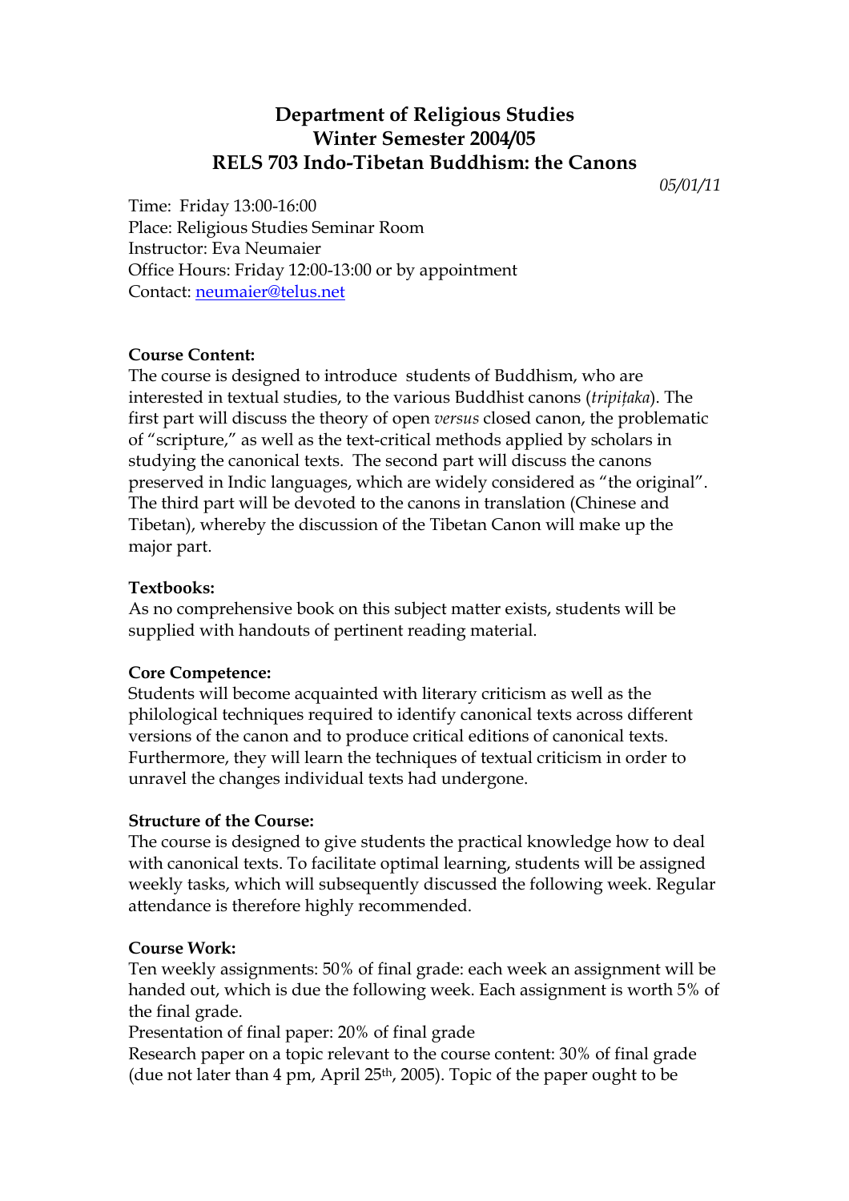# Department of Religious Studies
# Winter Semester 2004/05
# RELS 703 Indo-Tibetan Buddhism: the Canons

*05/01/11*

Time: Friday 13:00-16:00
Place: Religious Studies Seminar Room
Instructor: Eva Neumaier
Office Hours: Friday 12:00-13:00 or by appointment
Contact: neumaier@telus.net

**Course Content:**
The course is designed to introduce students of Buddhism, who are interested in textual studies, to the various Buddhist canons (*tripiṭaka*). The first part will discuss the theory of open *versus* closed canon, the problematic of "scripture," as well as the text-critical methods applied by scholars in studying the canonical texts. The second part will discuss the canons preserved in Indic languages, which are widely considered as "the original". The third part will be devoted to the canons in translation (Chinese and Tibetan), whereby the discussion of the Tibetan Canon will make up the major part.

**Textbooks:**
As no comprehensive book on this subject matter exists, students will be supplied with handouts of pertinent reading material.

**Core Competence:**
Students will become acquainted with literary criticism as well as the philological techniques required to identify canonical texts across different versions of the canon and to produce critical editions of canonical texts. Furthermore, they will learn the techniques of textual criticism in order to unravel the changes individual texts had undergone.

**Structure of the Course:**
The course is designed to give students the practical knowledge how to deal with canonical texts. To facilitate optimal learning, students will be assigned weekly tasks, which will subsequently discussed the following week. Regular attendance is therefore highly recommended.

**Course Work:**
Ten weekly assignments: 50% of final grade: each week an assignment will be handed out, which is due the following week. Each assignment is worth 5% of the final grade.
Presentation of final paper: 20% of final grade
Research paper on a topic relevant to the course content: 30% of final grade (due not later than 4 pm, April 25th, 2005). Topic of the paper ought to be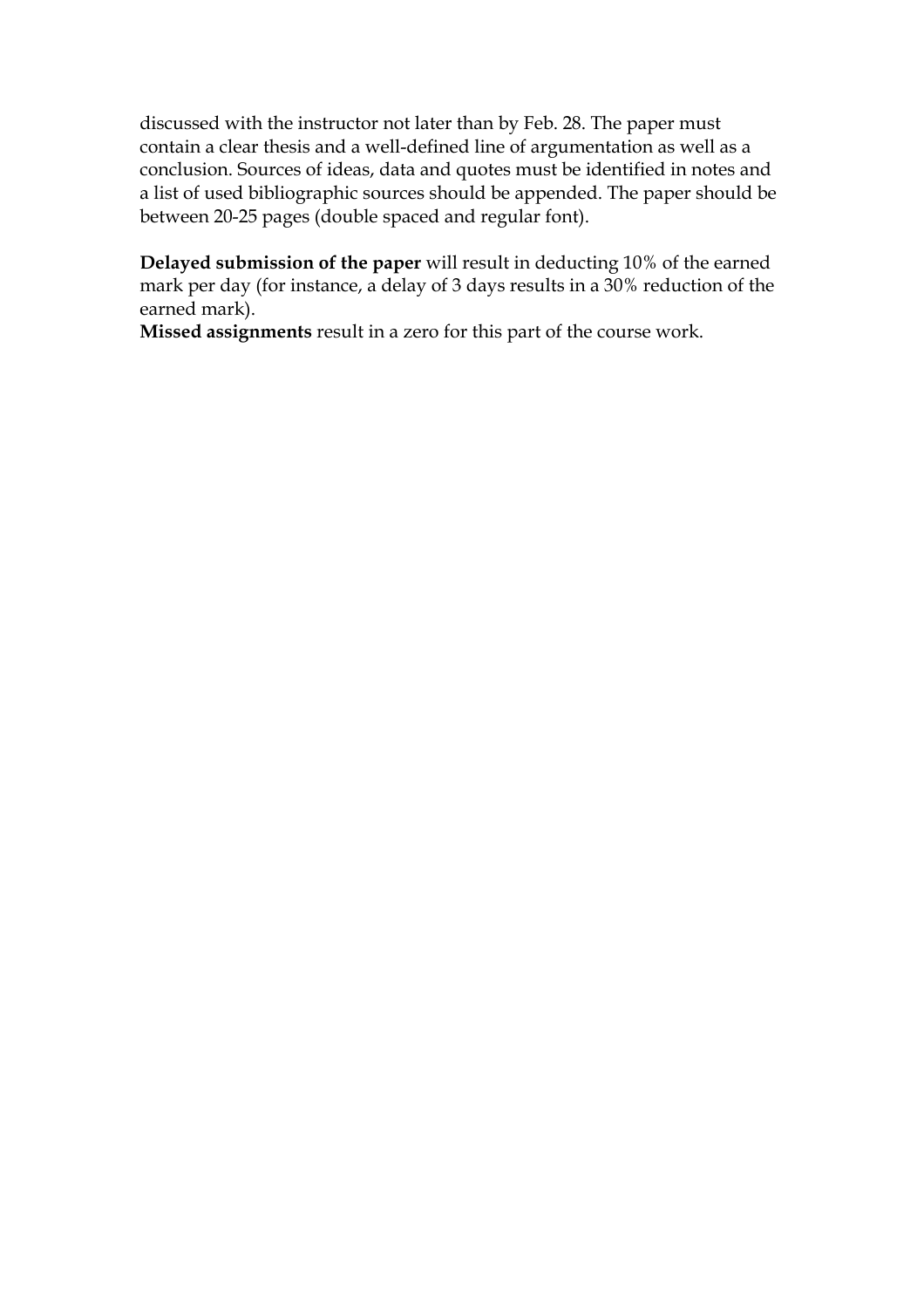discussed with the instructor not later than by Feb. 28. The paper must contain a clear thesis and a well-defined line of argumentation as well as a conclusion. Sources of ideas, data and quotes must be identified in notes and a list of used bibliographic sources should be appended. The paper should be between 20-25 pages (double spaced and regular font).

**Delayed submission of the paper** will result in deducting 10% of the earned mark per day (for instance, a delay of 3 days results in a 30% reduction of the earned mark).
**Missed assignments** result in a zero for this part of the course work.